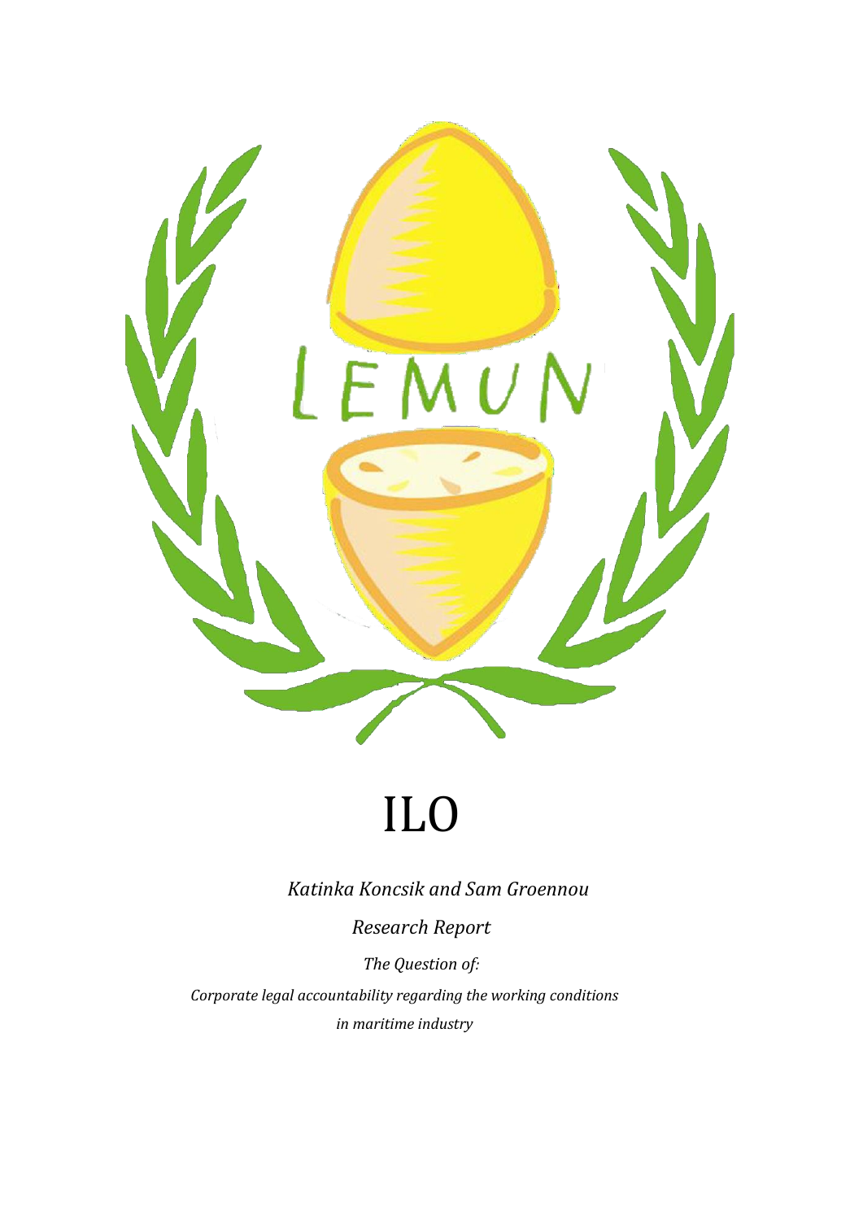# ILO

*Katinka Koncsik and Sam Groennou*

*Research Report*

*The Question of:*

*Corporate legal accountability regarding the working conditions in maritime industry*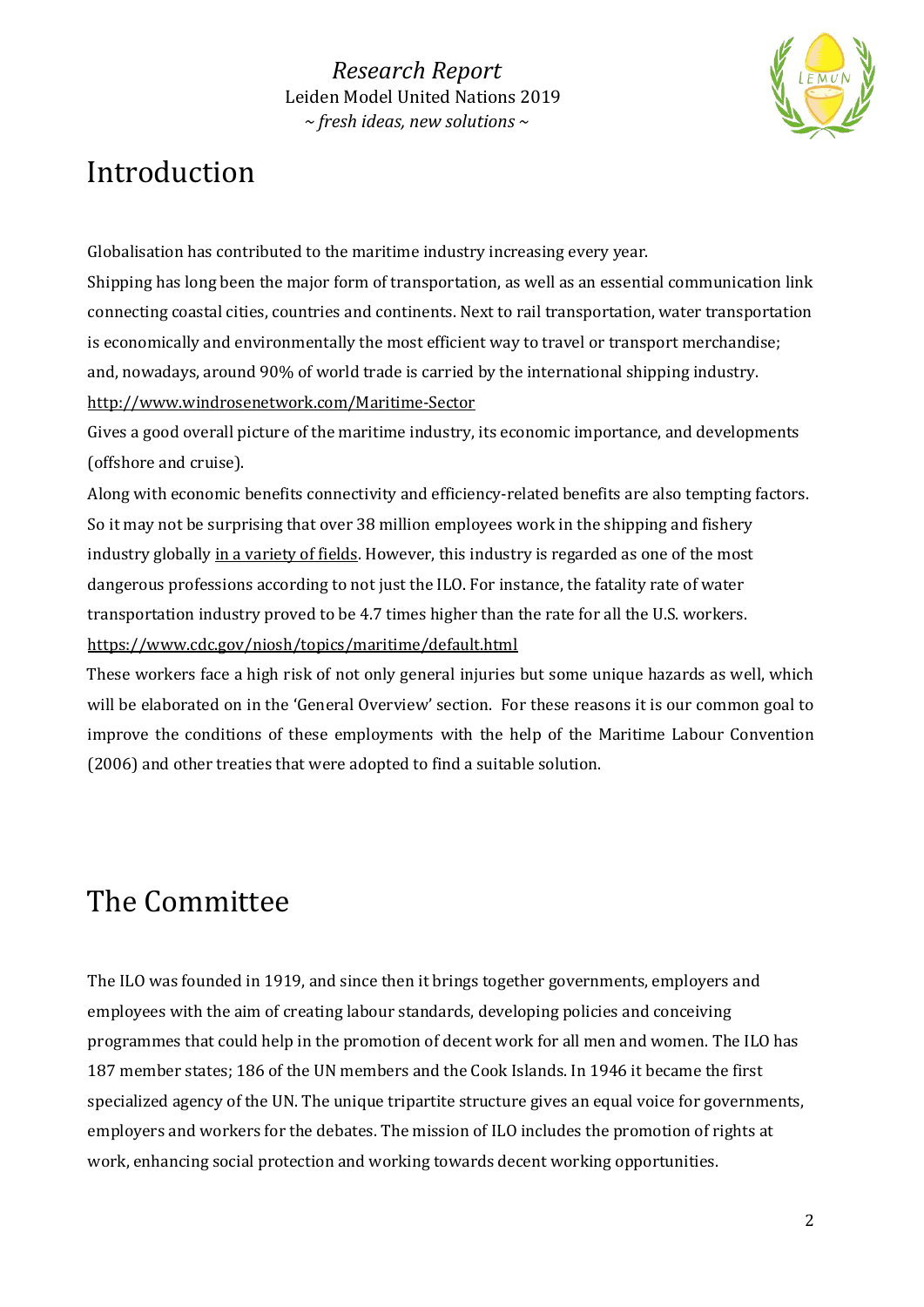## Introduction

Globalisation has contributed to the maritime industry increasing every year.

Shipping has long been the major form of transportation, as well as an essential communication link connecting coastal cities, countries and continents. Next to rail transportation, water transportation is economically and environmentally the most efficient way to travel or transport merchandise; and, nowadays, around 90% of world trade is carried by the international shipping industry.

http://www.windrosenetwork.com/Maritime-Sector

Gives a good overall picture of the maritime industry, its economic importance, and developments (offshore and cruise).

Along with economic benefits connectivity and efficiency-related benefits are also tempting factors. So it may not be surprising that over 38 million employees work in the shipping and fishery industry globally in a variety of fields. However, this industry is regarded as one of the most dangerous professions according to not just the ILO. For instance, the fatality rate of water transportation industry proved to be 4.7 times higher than the rate for all the U.S. workers.

https://www.cdc.gov/niosh/topics/maritime/default.html

These workers face a high risk of not only general injuries but some unique hazards as well, which will be elaborated on in the 'General Overview' section. For these reasons it is our common goal to improve the conditions of these employments with the help of the Maritime Labour Convention (2006) and other treaties that were adopted to find a suitable solution.

## The Committee

The ILO was founded in 1919, and since then it brings together governments, employers and employees with the aim of creating labour standards, developing policies and conceiving programmes that could help in the promotion of decent work for all men and women. The ILO has 187 member states; 186 of the UN members and the Cook Islands. In 1946 it became the first specialized agency of the UN. The unique tripartite structure gives an equal voice for governments, employers and workers for the debates. The mission of ILO includes the promotion of rights at work, enhancing social protection and working towards decent working opportunities.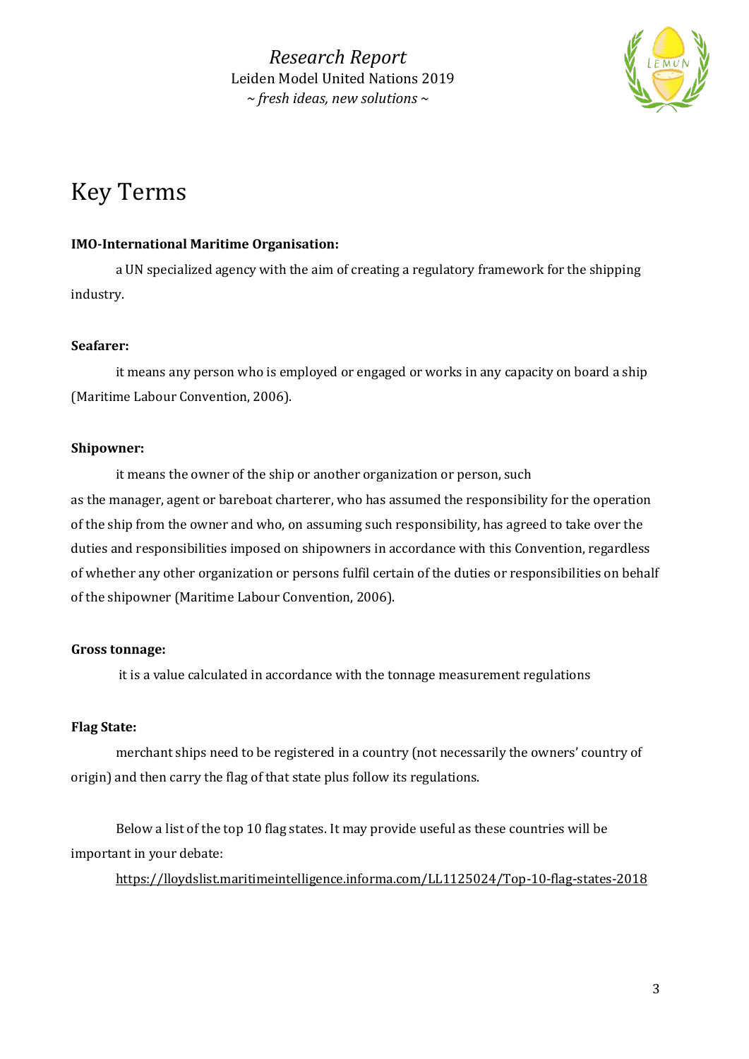# Key Terms

**IMO-International Maritime Organisation:**

a UN specialized agency with the aim of creating a regulatory framework for the shipping industry.

**Seafarer:**

it means any person who is employed or engaged or works in any capacity on board a ship (Maritime Labour Convention, 2006).

**Shipowner:**

it means the owner of the ship or another organization or person, such as the manager, agent or bareboat charterer, who has assumed the responsibility for the operation of the ship from the owner and who, on assuming such responsibility, has agreed to take over the duties and responsibilities imposed on shipowners in accordance with this Convention, regardless of whether any other organization or persons fulfil certain of the duties or responsibilities on behalf of the shipowner (Maritime Labour Convention, 2006).

**Gross tonnage:**

it is a value calculated in accordance with the tonnage measurement regulations

**Flag State:**

merchant ships need to be registered in a country (not necessarily the owners' country of origin) and then carry the flag of that state plus follow its regulations.

Below a list of the top 10 flag states. It may provide useful as these countries will be important in your debate:

https://lloydslist.maritimeintelligence.informa.com/LL1125024/Top-10-flag-states-2018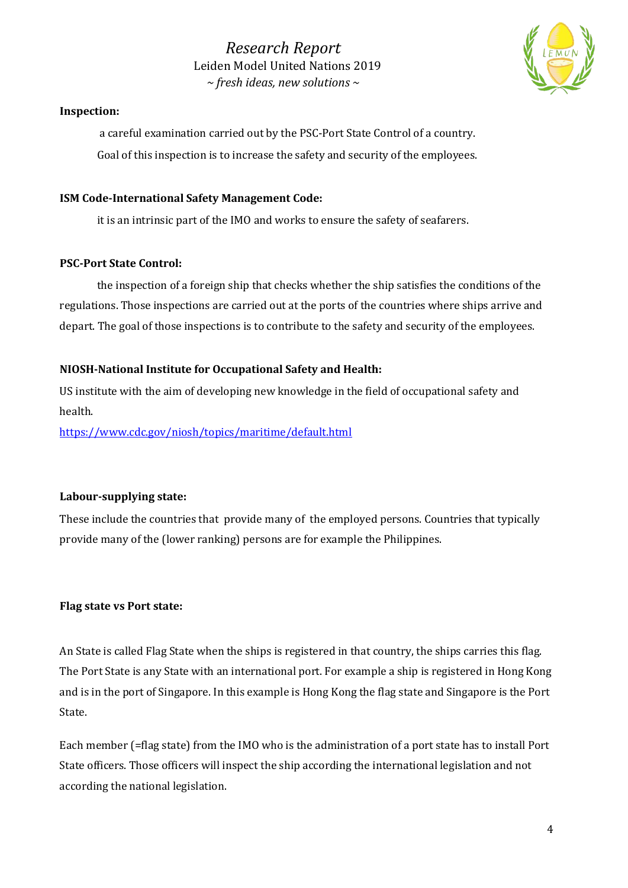**Inspection:**

a careful examination carried out by the PSC-Port State Control of a country. Goal of this inspection is to increase the safety and security of the employees.

**ISM Code-International Safety Management Code:**

it is an intrinsic part of the IMO and works to ensure the safety of seafarers.

**PSC-Port State Control:**

the inspection of a foreign ship that checks whether the ship satisfies the conditions of the regulations. Those inspections are carried out at the ports of the countries where ships arrive and depart. The goal of those inspections is to contribute to the safety and security of the employees.

**NIOSH-National Institute for Occupational Safety and Health:**

US institute with the aim of developing new knowledge in the field of occupational safety and health.

https://www.cdc.gov/niosh/topics/maritime/default.html

**Labour-supplying state:**

These include the countries that provide many of the employed persons. Countries that typically provide many of the (lower ranking) persons are for example the Philippines.

**Flag state vs Port state:**

An State is called Flag State when the ships is registered in that country, the ships carries this flag. The Port State is any State with an international port. For example a ship is registered in Hong Kong and is in the port of Singapore. In this example is Hong Kong the flag state and Singapore is the Port State.

Each member (=flag state) from the IMO who is the administration of a port state has to install Port State officers. Those officers will inspect the ship according the international legislation and not according the national legislation.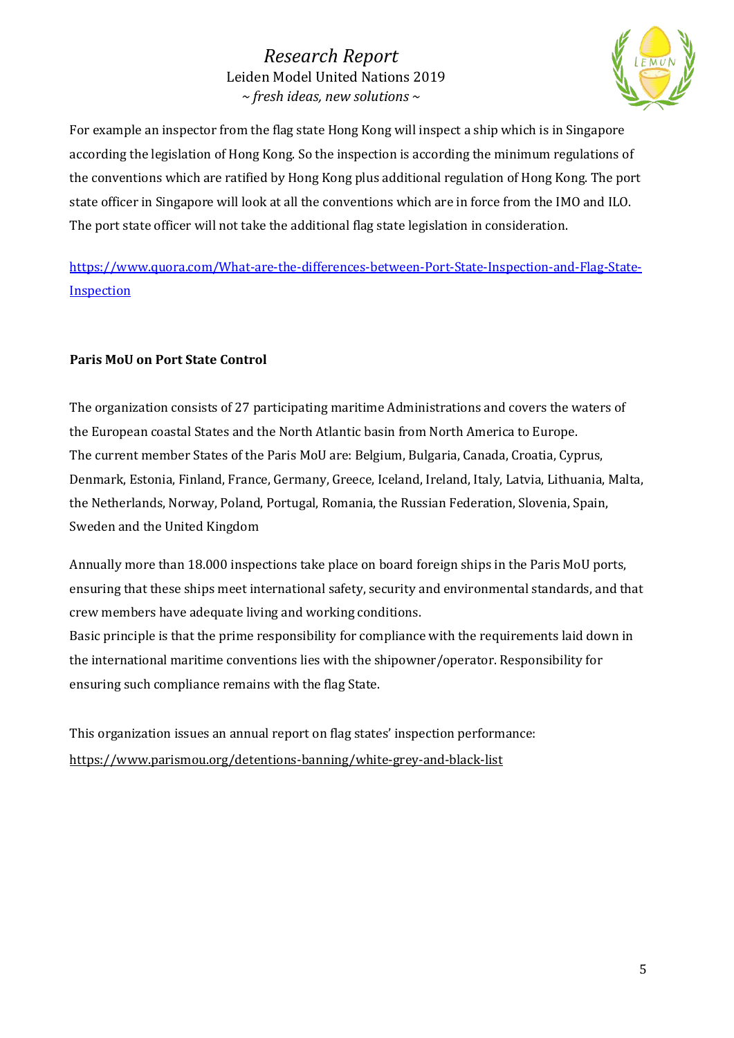For example an inspector from the flag state Hong Kong will inspect a ship which is in Singapore according the legislation of Hong Kong. So the inspection is according the minimum regulations of the conventions which are ratified by Hong Kong plus additional regulation of Hong Kong. The port state officer in Singapore will look at all the conventions which are in force from the IMO and ILO. The port state officer will not take the additional flag state legislation in consideration.

https://www.quora.com/What-are-the-differences-between-Port-State-Inspection-and-Flag-State-Inspection

**Paris MoU on Port State Control**

The organization consists of 27 participating maritime Administrations and covers the waters of the European coastal States and the North Atlantic basin from North America to Europe.
The current member States of the Paris MoU are: Belgium, Bulgaria, Canada, Croatia, Cyprus, Denmark, Estonia, Finland, France, Germany, Greece, Iceland, Ireland, Italy, Latvia, Lithuania, Malta, the Netherlands, Norway, Poland, Portugal, Romania, the Russian Federation, Slovenia, Spain, Sweden and the United Kingdom

Annually more than 18.000 inspections take place on board foreign ships in the Paris MoU ports, ensuring that these ships meet international safety, security and environmental standards, and that crew members have adequate living and working conditions.
Basic principle is that the prime responsibility for compliance with the requirements laid down in the international maritime conventions lies with the shipowner/operator. Responsibility for ensuring such compliance remains with the flag State.

This organization issues an annual report on flag states' inspection performance:
https://www.parismou.org/detentions-banning/white-grey-and-black-list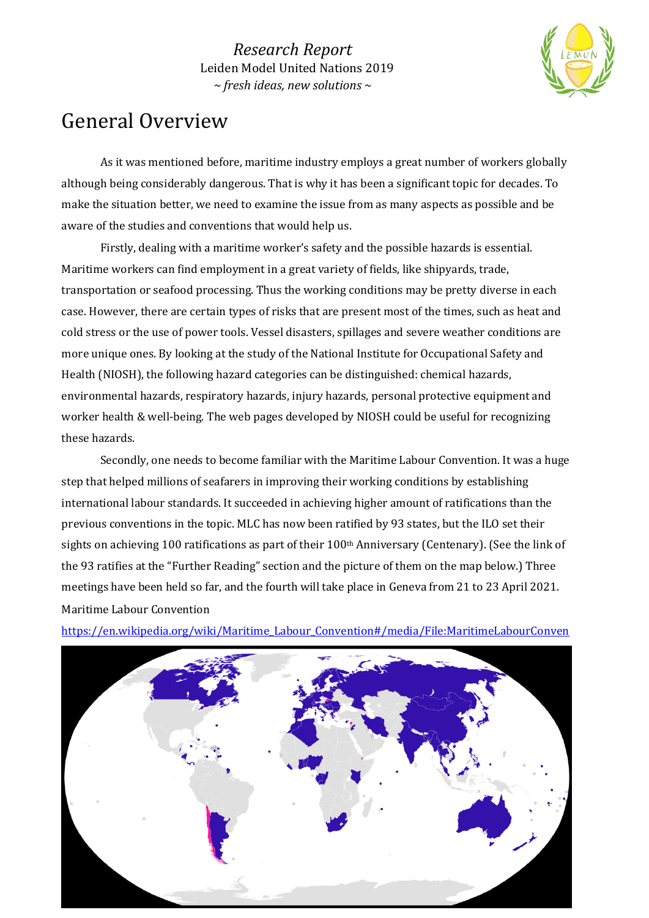# General Overview

As it was mentioned before, maritime industry employs a great number of workers globally although being considerably dangerous. That is why it has been a significant topic for decades. To make the situation better, we need to examine the issue from as many aspects as possible and be aware of the studies and conventions that would help us.

Firstly, dealing with a maritime worker's safety and the possible hazards is essential. Maritime workers can find employment in a great variety of fields, like shipyards, trade, transportation or seafood processing. Thus the working conditions may be pretty diverse in each case. However, there are certain types of risks that are present most of the times, such as heat and cold stress or the use of power tools. Vessel disasters, spillages and severe weather conditions are more unique ones. By looking at the study of the National Institute for Occupational Safety and Health (NIOSH), the following hazard categories can be distinguished: chemical hazards, environmental hazards, respiratory hazards, injury hazards, personal protective equipment and worker health & well-being. The web pages developed by NIOSH could be useful for recognizing these hazards.

Secondly, one needs to become familiar with the Maritime Labour Convention. It was a huge step that helped millions of seafarers in improving their working conditions by establishing international labour standards. It succeeded in achieving higher amount of ratifications than the previous conventions in the topic. MLC has now been ratified by 93 states, but the ILO set their sights on achieving 100 ratifications as part of their 100th Anniversary (Centenary). (See the link of the 93 ratifies at the "Further Reading" section and the picture of them on the map below.) Three meetings have been held so far, and the fourth will take place in Geneva from 21 to 23 April 2021.

Maritime Labour Convention

https://en.wikipedia.org/wiki/Maritime_Labour_Convention#/media/File:MaritimeLabourConven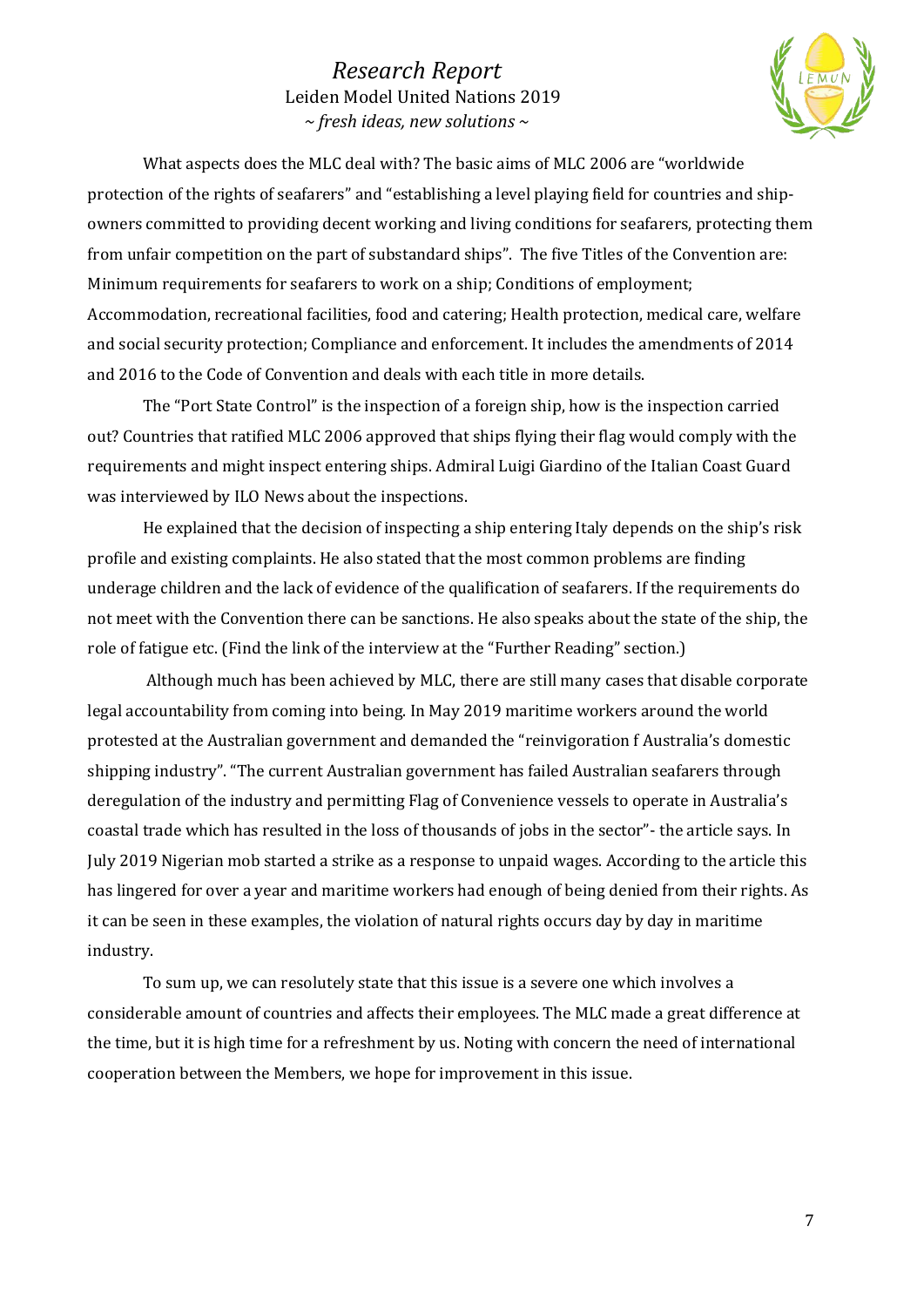What aspects does the MLC deal with? The basic aims of MLC 2006 are "worldwide protection of the rights of seafarers" and "establishing a level playing field for countries and ship-owners committed to providing decent working and living conditions for seafarers, protecting them from unfair competition on the part of substandard ships". The five Titles of the Convention are: Minimum requirements for seafarers to work on a ship; Conditions of employment; Accommodation, recreational facilities, food and catering; Health protection, medical care, welfare and social security protection; Compliance and enforcement. It includes the amendments of 2014 and 2016 to the Code of Convention and deals with each title in more details.

The "Port State Control" is the inspection of a foreign ship, how is the inspection carried out? Countries that ratified MLC 2006 approved that ships flying their flag would comply with the requirements and might inspect entering ships. Admiral Luigi Giardino of the Italian Coast Guard was interviewed by ILO News about the inspections.

He explained that the decision of inspecting a ship entering Italy depends on the ship's risk profile and existing complaints. He also stated that the most common problems are finding underage children and the lack of evidence of the qualification of seafarers. If the requirements do not meet with the Convention there can be sanctions. He also speaks about the state of the ship, the role of fatigue etc. (Find the link of the interview at the "Further Reading" section.)

Although much has been achieved by MLC, there are still many cases that disable corporate legal accountability from coming into being. In May 2019 maritime workers around the world protested at the Australian government and demanded the "reinvigoration f Australia's domestic shipping industry". "The current Australian government has failed Australian seafarers through deregulation of the industry and permitting Flag of Convenience vessels to operate in Australia's coastal trade which has resulted in the loss of thousands of jobs in the sector"- the article says. In July 2019 Nigerian mob started a strike as a response to unpaid wages. According to the article this has lingered for over a year and maritime workers had enough of being denied from their rights. As it can be seen in these examples, the violation of natural rights occurs day by day in maritime industry.

To sum up, we can resolutely state that this issue is a severe one which involves a considerable amount of countries and affects their employees. The MLC made a great difference at the time, but it is high time for a refreshment by us. Noting with concern the need of international cooperation between the Members, we hope for improvement in this issue.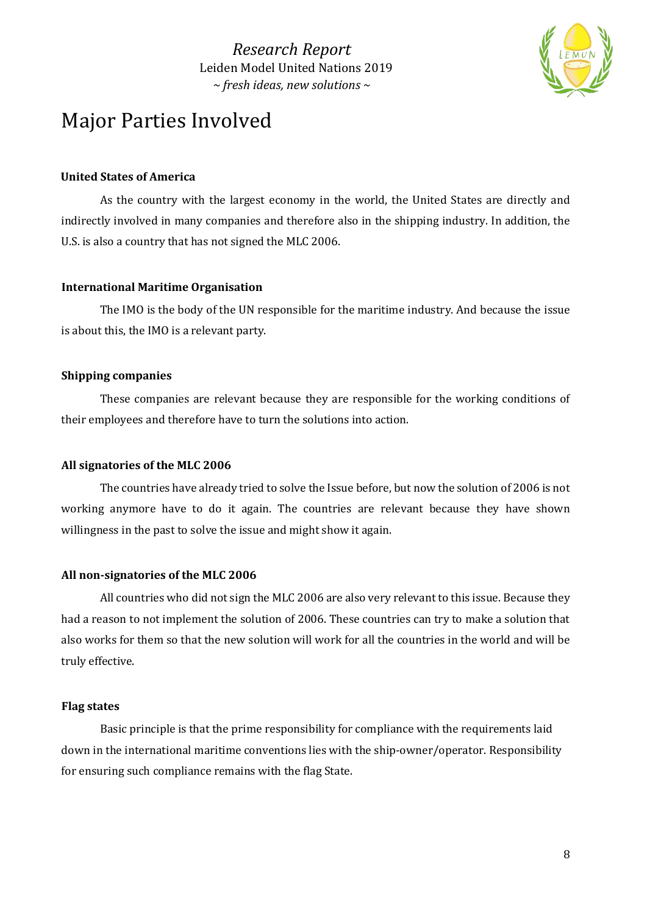# Major Parties Involved

**United States of America**

As the country with the largest economy in the world, the United States are directly and indirectly involved in many companies and therefore also in the shipping industry. In addition, the U.S. is also a country that has not signed the MLC 2006.

**International Maritime Organisation**

The IMO is the body of the UN responsible for the maritime industry. And because the issue is about this, the IMO is a relevant party.

**Shipping companies**

These companies are relevant because they are responsible for the working conditions of their employees and therefore have to turn the solutions into action.

**All signatories of the MLC 2006**

The countries have already tried to solve the Issue before, but now the solution of 2006 is not working anymore have to do it again. The countries are relevant because they have shown willingness in the past to solve the issue and might show it again.

**All non-signatories of the MLC 2006**

All countries who did not sign the MLC 2006 are also very relevant to this issue. Because they had a reason to not implement the solution of 2006. These countries can try to make a solution that also works for them so that the new solution will work for all the countries in the world and will be truly effective.

**Flag states**

Basic principle is that the prime responsibility for compliance with the requirements laid down in the international maritime conventions lies with the ship-owner/operator. Responsibility for ensuring such compliance remains with the flag State.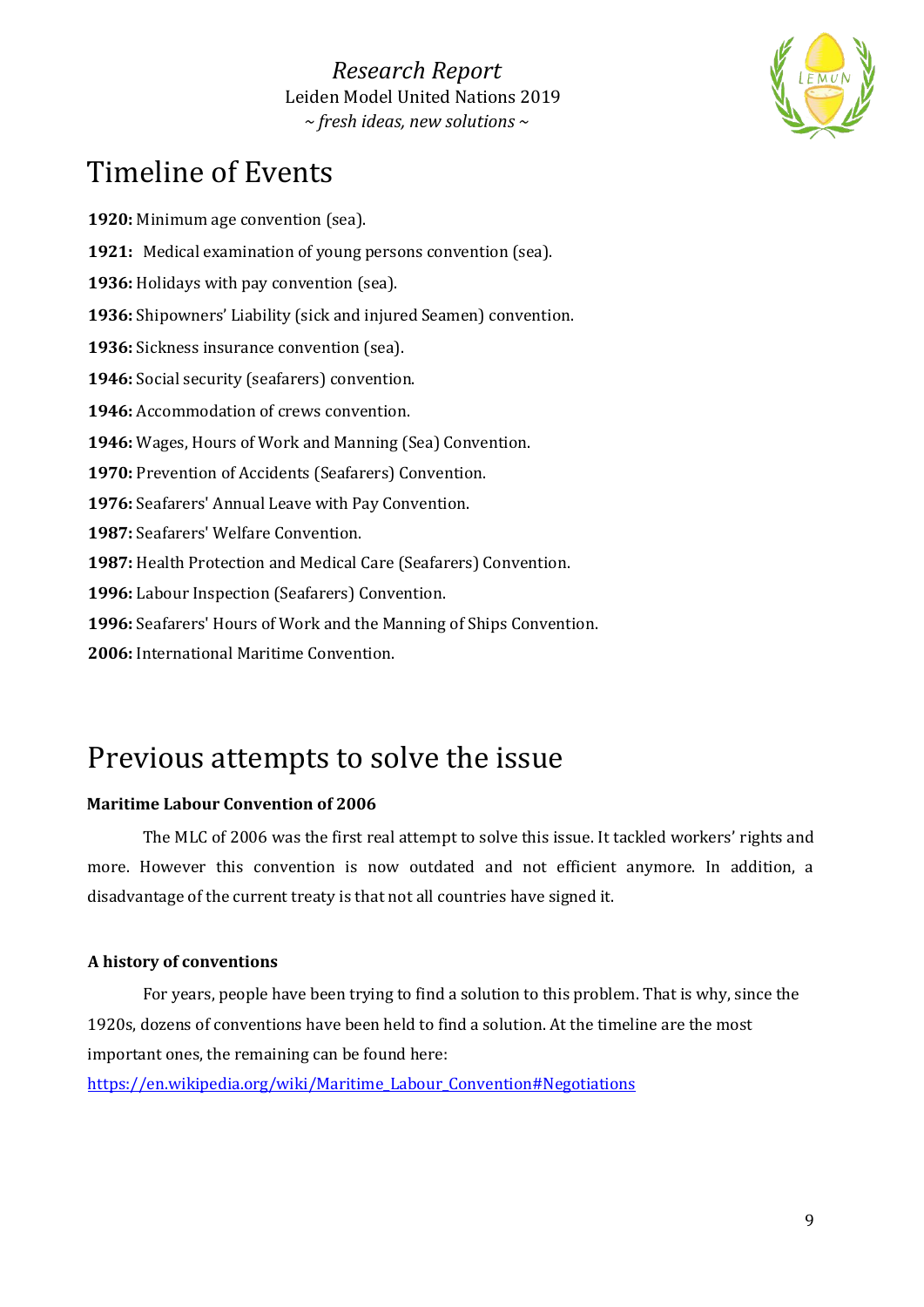# Timeline of Events

**1920:** Minimum age convention (sea).

**1921:** Medical examination of young persons convention (sea).

**1936:** Holidays with pay convention (sea).

**1936:** Shipowners' Liability (sick and injured Seamen) convention.

**1936:** Sickness insurance convention (sea).

**1946:** Social security (seafarers) convention.

**1946:** Accommodation of crews convention.

**1946:** Wages, Hours of Work and Manning (Sea) Convention.

**1970:** Prevention of Accidents (Seafarers) Convention.

**1976:** Seafarers' Annual Leave with Pay Convention.

**1987:** Seafarers' Welfare Convention.

**1987:** Health Protection and Medical Care (Seafarers) Convention.

**1996:** Labour Inspection (Seafarers) Convention.

**1996:** Seafarers' Hours of Work and the Manning of Ships Convention.

**2006:** International Maritime Convention.

# Previous attempts to solve the issue

**Maritime Labour Convention of 2006**

The MLC of 2006 was the first real attempt to solve this issue. It tackled workers' rights and more. However this convention is now outdated and not efficient anymore. In addition, a disadvantage of the current treaty is that not all countries have signed it.

**A history of conventions**

For years, people have been trying to find a solution to this problem. That is why, since the 1920s, dozens of conventions have been held to find a solution. At the timeline are the most important ones, the remaining can be found here:
https://en.wikipedia.org/wiki/Maritime_Labour_Convention#Negotiations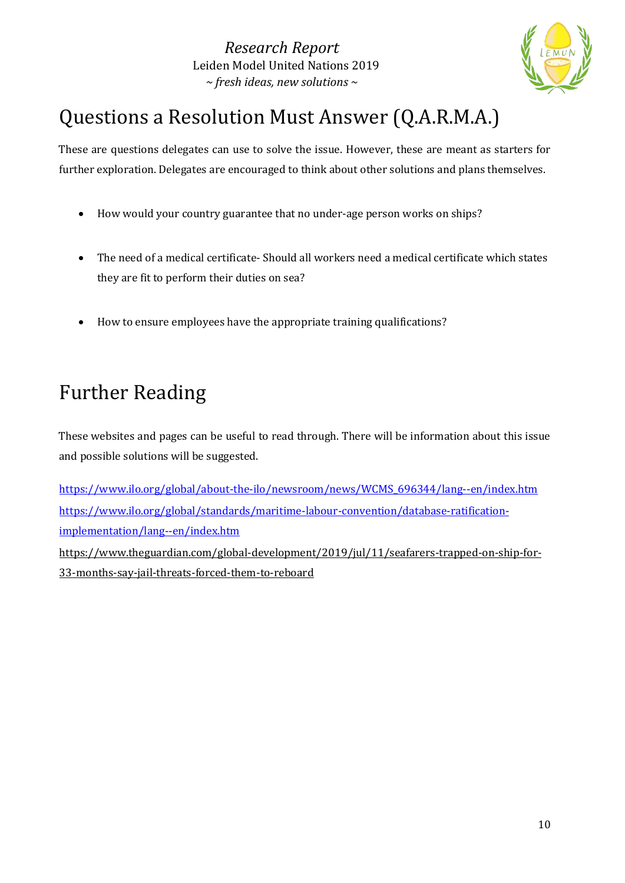# Questions a Resolution Must Answer (Q.A.R.M.A.)

These are questions delegates can use to solve the issue. However, these are meant as starters for further exploration. Delegates are encouraged to think about other solutions and plans themselves.

- How would your country guarantee that no under-age person works on ships?
- The need of a medical certificate- Should all workers need a medical certificate which states they are fit to perform their duties on sea?
- How to ensure employees have the appropriate training qualifications?

# Further Reading

These websites and pages can be useful to read through. There will be information about this issue and possible solutions will be suggested.

https://www.ilo.org/global/about-the-ilo/newsroom/news/WCMS_696344/lang--en/index.htm
https://www.ilo.org/global/standards/maritime-labour-convention/database-ratification-implementation/lang--en/index.htm
https://www.theguardian.com/global-development/2019/jul/11/seafarers-trapped-on-ship-for-33-months-say-jail-threats-forced-them-to-reboard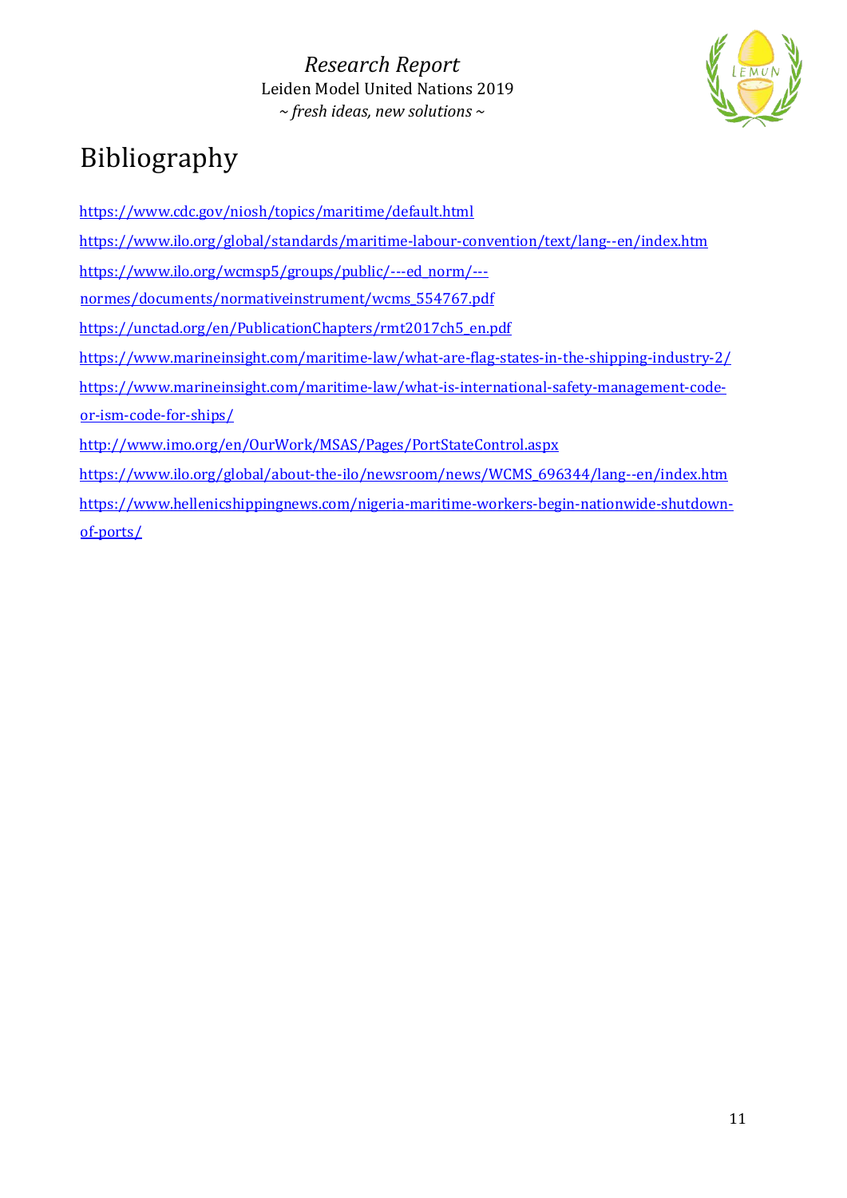# Bibliography

https://www.cdc.gov/niosh/topics/maritime/default.html

https://www.ilo.org/global/standards/maritime-labour-convention/text/lang--en/index.htm

https://www.ilo.org/wcmsp5/groups/public/---ed_norm/---normes/documents/normativeinstrument/wcms_554767.pdf

https://unctad.org/en/PublicationChapters/rmt2017ch5_en.pdf

https://www.marineinsight.com/maritime-law/what-are-flag-states-in-the-shipping-industry-2/

https://www.marineinsight.com/maritime-law/what-is-international-safety-management-code-or-ism-code-for-ships/

http://www.imo.org/en/OurWork/MSAS/Pages/PortStateControl.aspx

https://www.ilo.org/global/about-the-ilo/newsroom/news/WCMS_696344/lang--en/index.htm

https://www.hellenicshippingnews.com/nigeria-maritime-workers-begin-nationwide-shutdown-of-ports/